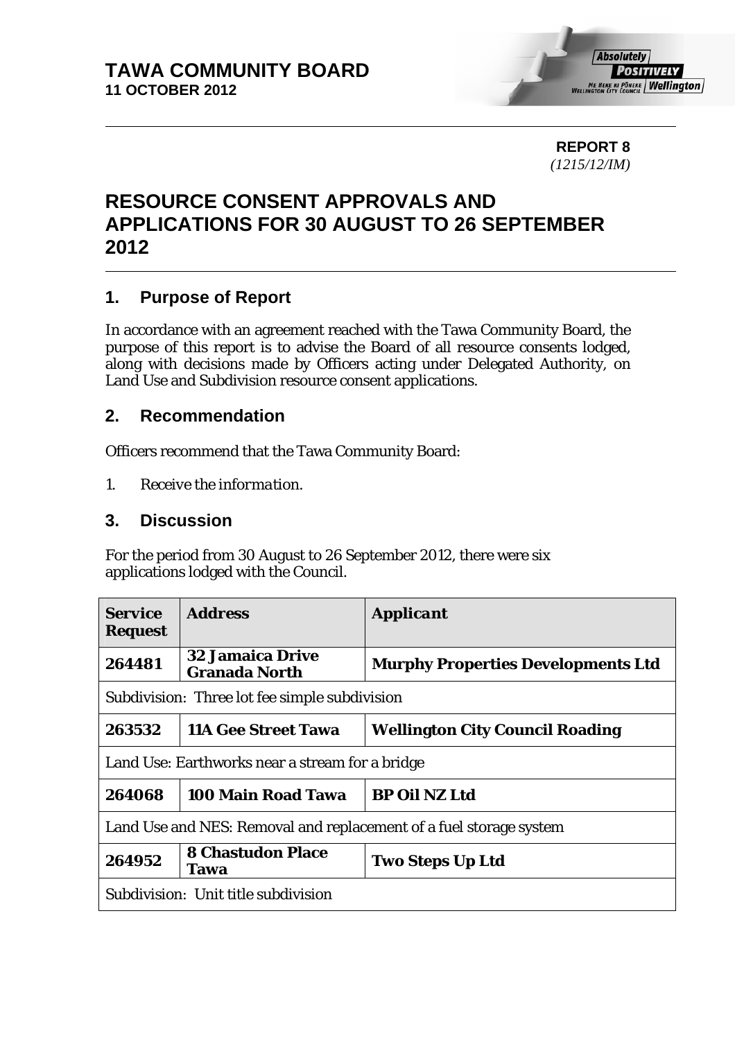# TAWA COMMUNITY BOARD
**11 OCTOBER 2012**

**REPORT 8**
*(1215/12/IM)*

# RESOURCE CONSENT APPROVALS AND APPLICATIONS FOR 30 AUGUST TO 26 SEPTEMBER 2012

## 1. Purpose of Report

In accordance with an agreement reached with the Tawa Community Board, the purpose of this report is to advise the Board of all resource consents lodged, along with decisions made by Officers acting under Delegated Authority, on Land Use and Subdivision resource consent applications.

## 2. Recommendation

Officers recommend that the Tawa Community Board:

1. *Receive the information.*

## 3. Discussion

For the period from 30 August to 26 September 2012, there were six applications lodged with the Council.

| **Service Request** | **Address** | **Applicant** |
|---|---|---|
| **264481** | **32 Jamaica Drive Granada North** | **Murphy Properties Developments Ltd** |
| Subdivision: Three lot fee simple subdivision | | |
| **263532** | **11A Gee Street Tawa** | **Wellington City Council Roading** |
| Land Use: Earthworks near a stream for a bridge | | |
| **264068** | **100 Main Road Tawa** | **BP Oil NZ Ltd** |
| Land Use and NES: Removal and replacement of a fuel storage system | | |
| **264952** | **8 Chastudon Place Tawa** | **Two Steps Up Ltd** |
| Subdivision: Unit title subdivision | | |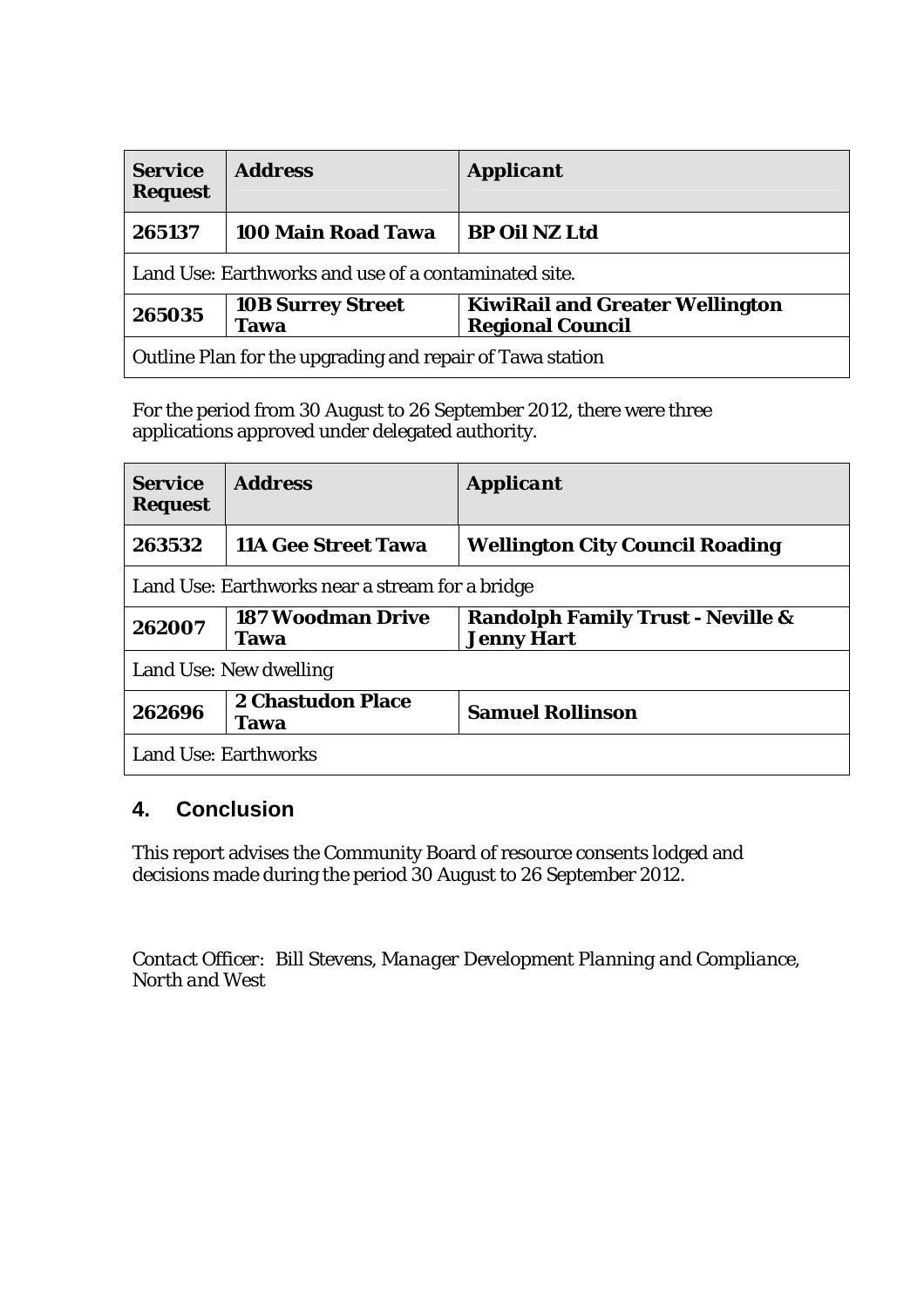| Service Request | Address | Applicant |
|---|---|---|
| **265137** | **100 Main Road Tawa** | **BP Oil NZ Ltd** |
| Land Use: Earthworks and use of a contaminated site. | | |
| **265035** | **10B Surrey Street Tawa** | **KiwiRail and Greater Wellington Regional Council** |
| Outline Plan for the upgrading and repair of Tawa station | | |

For the period from 30 August to 26 September 2012, there were three applications approved under delegated authority.

| Service Request | Address | Applicant |
|---|---|---|
| **263532** | **11A Gee Street Tawa** | **Wellington City Council Roading** |
| Land Use: Earthworks near a stream for a bridge | | |
| **262007** | **187 Woodman Drive Tawa** | **Randolph Family Trust - Neville & Jenny Hart** |
| Land Use: New dwelling | | |
| **262696** | **2 Chastudon Place Tawa** | **Samuel Rollinson** |
| Land Use: Earthworks | | |

## 4. Conclusion

This report advises the Community Board of resource consents lodged and decisions made during the period 30 August to 26 September 2012.

*Contact Officer: Bill Stevens, Manager Development Planning and Compliance, North and West*